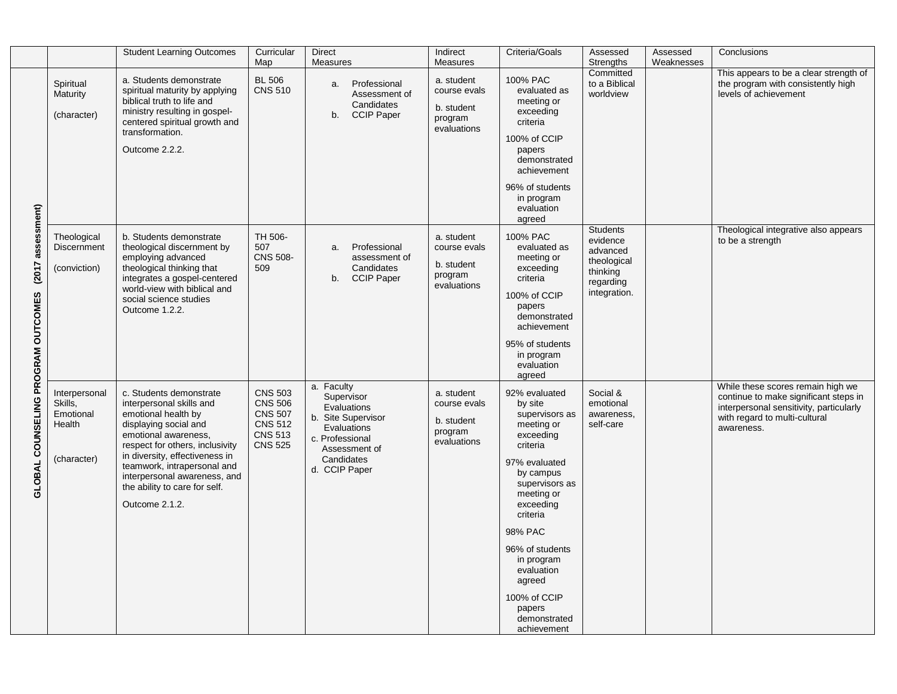| | | Student Learning Outcomes | Curricular Map | Direct Measures | Indirect Measures | Criteria/Goals | Assessed Strengths | Assessed Weaknesses | Conclusions |
|---|---|---|---|---|---|---|---|---|---|
| GLOBAL COUNSELING PROGRAM OUTCOMES (2017 assessment) | Spiritual Maturity<br><br>(character) | a. Students demonstrate spiritual maturity by applying biblical truth to life and ministry resulting in gospel-centered spiritual growth and transformation.<br><br>Outcome 2.2.2. | BL 506<br>CNS 510 | a. Professional Assessment of Candidates<br>b. CCIP Paper | a. student course evals<br><br>b. student program evaluations | 100% PAC evaluated as meeting or exceeding criteria<br><br>100% of CCIP papers demonstrated achievement<br><br>96% of students in program evaluation agreed | Committed to a Biblical worldview | | This appears to be a clear strength of the program with consistently high levels of achievement |
| | Theological Discernment<br><br>(conviction) | b. Students demonstrate theological discernment by employing advanced theological thinking that integrates a gospel-centered world-view with biblical and social science studies<br>Outcome 1.2.2. | TH 506-507<br>CNS 508-509 | a. Professional assessment of Candidates<br>b. CCIP Paper | a. student course evals<br><br>b. student program evaluations | 100% PAC evaluated as meeting or exceeding criteria<br><br>100% of CCIP papers demonstrated achievement<br><br>95% of students in program evaluation agreed | Students evidence advanced theological thinking regarding integration. | | Theological integrative also appears to be a strength |
| | Interpersonal Skills, Emotional Health<br><br>(character) | c. Students demonstrate interpersonal skills and emotional health by displaying social and emotional awareness, respect for others, inclusivity in diversity, effectiveness in teamwork, intrapersonal and interpersonal awareness, and the ability to care for self.<br><br>Outcome 2.1.2. | CNS 503<br>CNS 506<br>CNS 507<br>CNS 512<br>CNS 513<br>CNS 525 | a. Faculty Supervisor Evaluations<br>b. Site Supervisor Evaluations<br>c. Professional Assessment of Candidates<br>d. CCIP Paper | a. student course evals<br><br>b. student program evaluations | 92% evaluated by site supervisors as meeting or exceeding criteria<br><br>97% evaluated by campus supervisors as meeting or exceeding criteria<br><br>98% PAC<br><br>96% of students in program evaluation agreed<br><br>100% of CCIP papers demonstrated achievement | Social & emotional awareness, self-care | | While these scores remain high we continue to make significant steps in interpersonal sensitivity, particularly with regard to multi-cultural awareness. |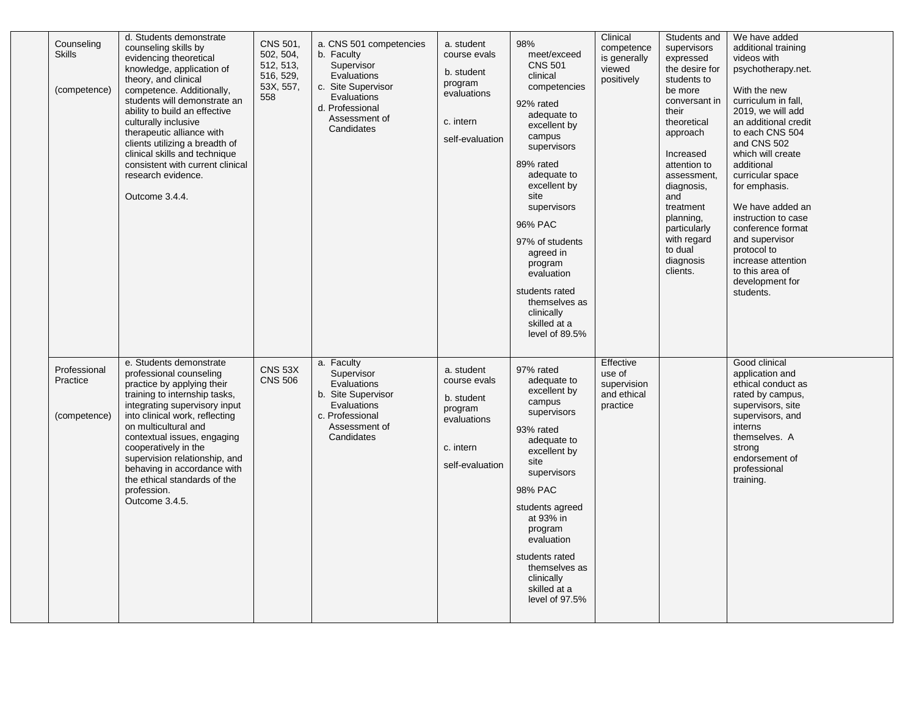| | | | | | | | | | |
|---|---|---|---|---|---|---|---|---|---|
| | Counseling Skills<br><br>(competence) | d. Students demonstrate counseling skills by evidencing theoretical knowledge, application of theory, and clinical competence. Additionally, students will demonstrate an ability to build an effective culturally inclusive therapeutic alliance with clients utilizing a breadth of clinical skills and technique consistent with current clinical research evidence.<br><br>Outcome 3.4.4. | CNS 501, 502, 504, 512, 513, 516, 529, 53X, 557, 558 | a. CNS 501 competencies<br>b. Faculty Supervisor Evaluations<br>c. Site Supervisor Evaluations<br>d. Professional Assessment of Candidates | a. student course evals<br><br>b. student program evaluations<br><br>c. intern self-evaluation | 98% meet/exceed CNS 501 clinical competencies<br><br>92% rated adequate to excellent by campus supervisors<br><br>89% rated adequate to excellent by site supervisors<br><br>96% PAC<br><br>97% of students agreed in program evaluation<br><br>students rated themselves as clinically skilled at a level of 89.5% | Clinical competence is generally viewed positively | Students and supervisors expressed the desire for students to be more conversant in their theoretical approach<br><br>Increased attention to assessment, diagnosis, and treatment planning, particularly with regard to dual diagnosis clients. | We have added additional training videos with psychotherapy.net.<br><br>With the new curriculum in fall, 2019, we will add an additional credit to each CNS 504 and CNS 502 which will create additional curricular space for emphasis.<br><br>We have added an instruction to case conference format and supervisor protocol to increase attention to this area of development for students. |
| | Professional Practice<br><br>(competence) | e. Students demonstrate professional counseling practice by applying their training to internship tasks, integrating supervisory input into clinical work, reflecting on multicultural and contextual issues, engaging cooperatively in the supervision relationship, and behaving in accordance with the ethical standards of the profession.<br>Outcome 3.4.5. | CNS 53X<br>CNS 506 | a. Faculty Supervisor Evaluations<br>b. Site Supervisor Evaluations<br>c. Professional Assessment of Candidates | a. student course evals<br><br>b. student program evaluations<br><br>c. intern self-evaluation | 97% rated adequate to excellent by campus supervisors<br><br>93% rated adequate to excellent by site supervisors<br><br>98% PAC<br><br>students agreed at 93% in program evaluation<br><br>students rated themselves as clinically skilled at a level of 97.5% | Effective use of supervision and ethical practice | | Good clinical application and ethical conduct as rated by campus, supervisors, site supervisors, and interns themselves. A strong endorsement of professional training. |